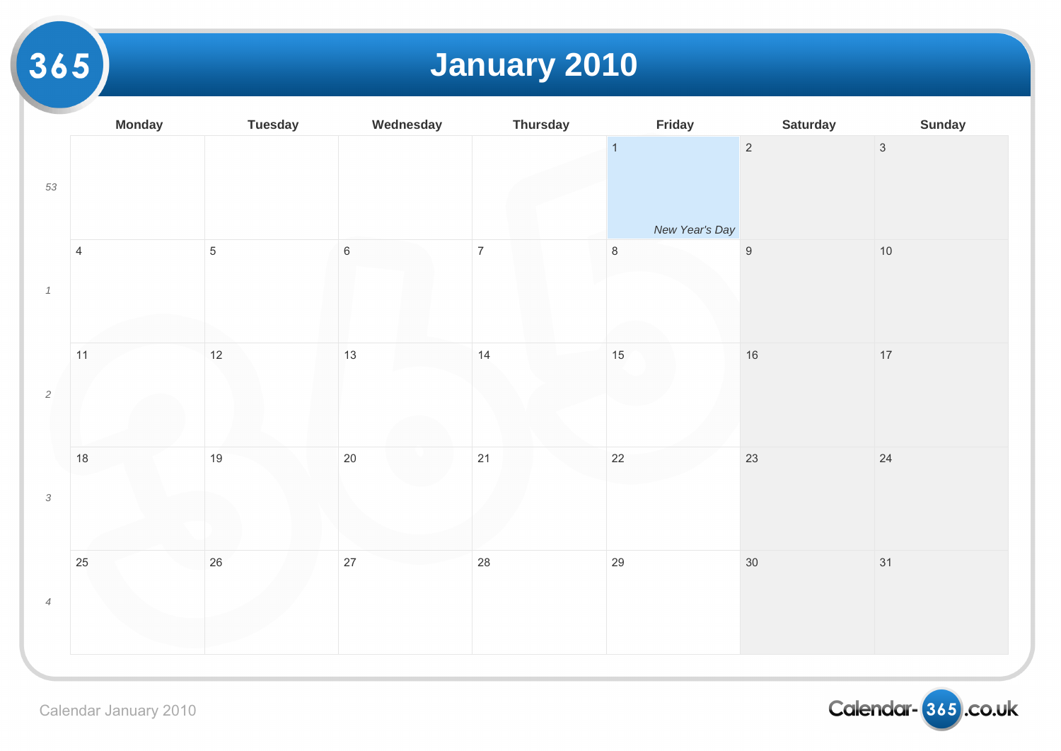# January 2010

| Week | Monday | Tuesday | Wednesday | Thursday | Friday | Saturday | Sunday |
|---|---|---|---|---|---|---|---|
| 53 | | | | | 1 *New Year's Day* | 2 | 3 |
| 1 | 4 | 5 | 6 | 7 | 8 | 9 | 10 |
| 2 | 11 | 12 | 13 | 14 | 15 | 16 | 17 |
| 3 | 18 | 19 | 20 | 21 | 22 | 23 | 24 |
| 4 | 25 | 26 | 27 | 28 | 29 | 30 | 31 |

Calendar January 2010

Calendar-365.co.uk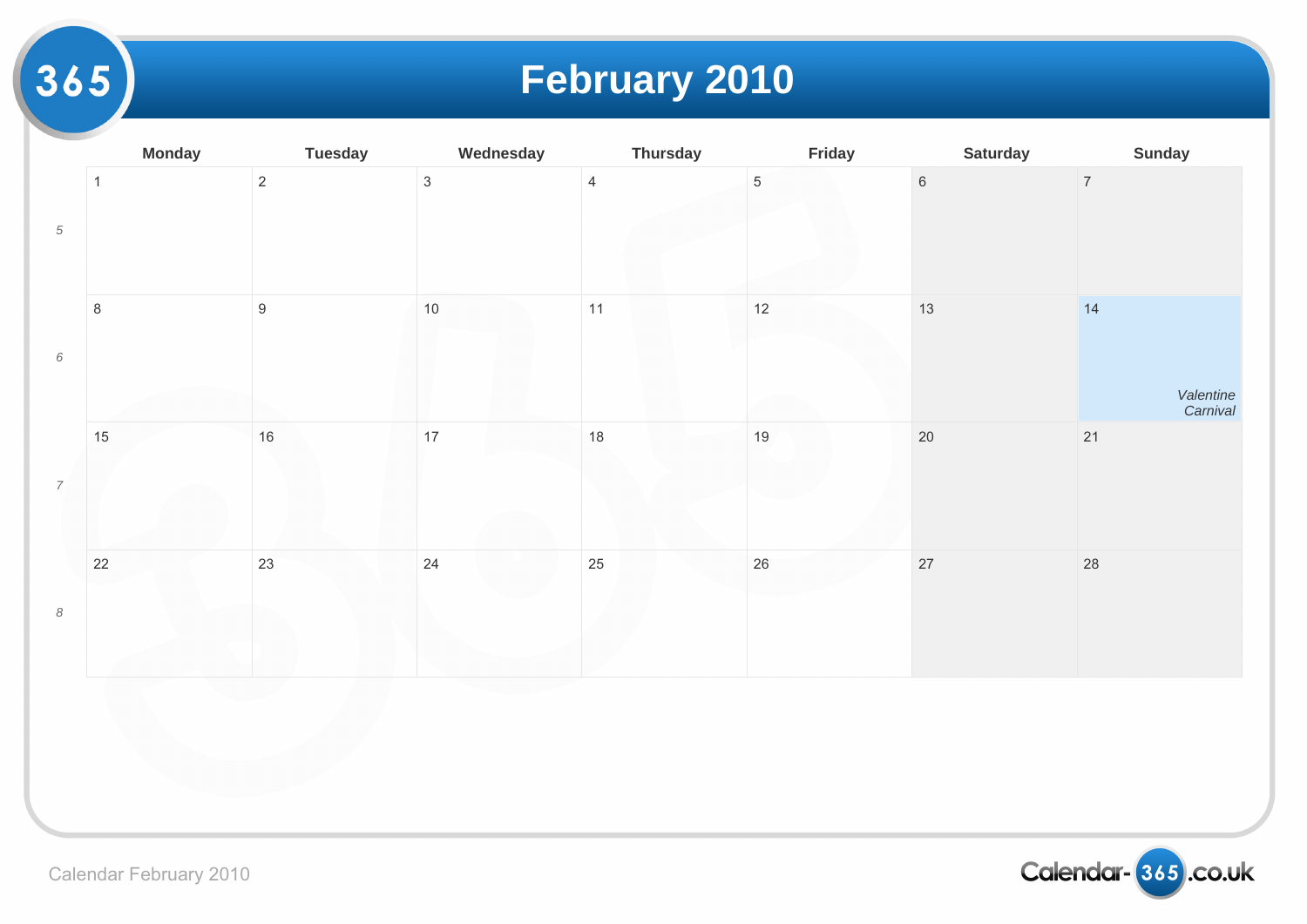# February 2010

| | Monday | Tuesday | Wednesday | Thursday | Friday | Saturday | Sunday |
|---|---|---|---|---|---|---|---|
| 5 | 1 | 2 | 3 | 4 | 5 | 6 | 7 |
| 6 | 8 | 9 | 10 | 11 | 12 | 13 | 14 *Valentine Carnival* |
| 7 | 15 | 16 | 17 | 18 | 19 | 20 | 21 |
| 8 | 22 | 23 | 24 | 25 | 26 | 27 | 28 |

Calendar February 2010

Calendar-365.co.uk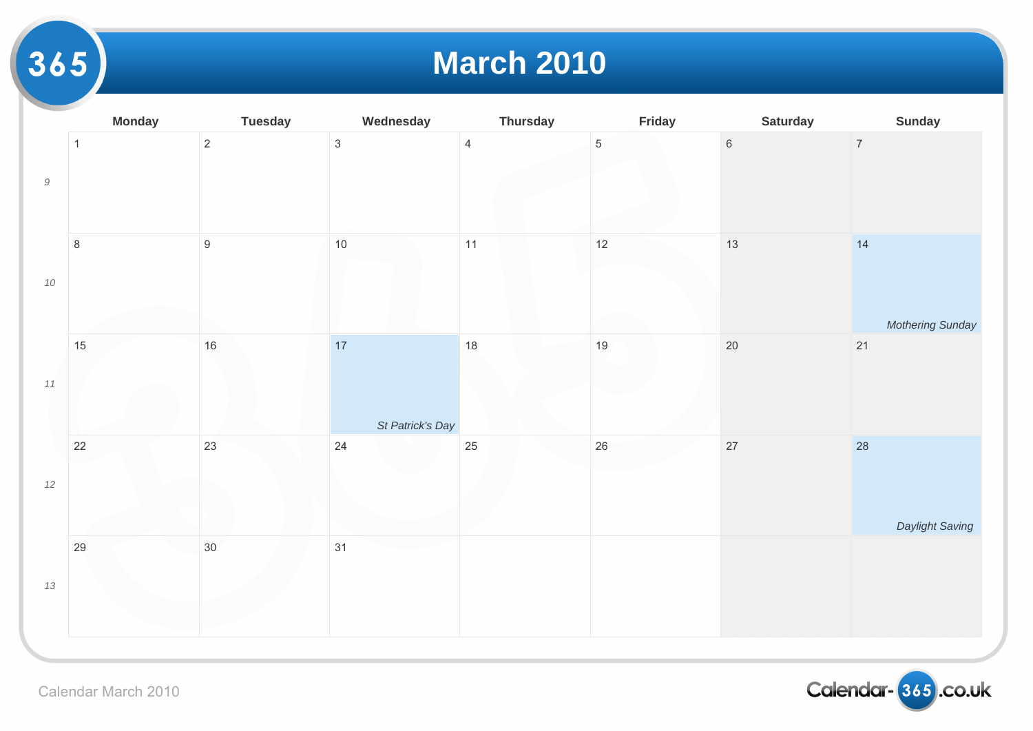# March 2010

| | Monday | Tuesday | Wednesday | Thursday | Friday | Saturday | Sunday |
|---|---|---|---|---|---|---|---|
| 9 | 1 | 2 | 3 | 4 | 5 | 6 | 7 |
| 10 | 8 | 9 | 10 | 11 | 12 | 13 | 14 *Mothering Sunday* |
| 11 | 15 | 16 | 17 *St Patrick's Day* | 18 | 19 | 20 | 21 |
| 12 | 22 | 23 | 24 | 25 | 26 | 27 | 28 *Daylight Saving* |
| 13 | 29 | 30 | 31 | | | | |

Calendar March 2010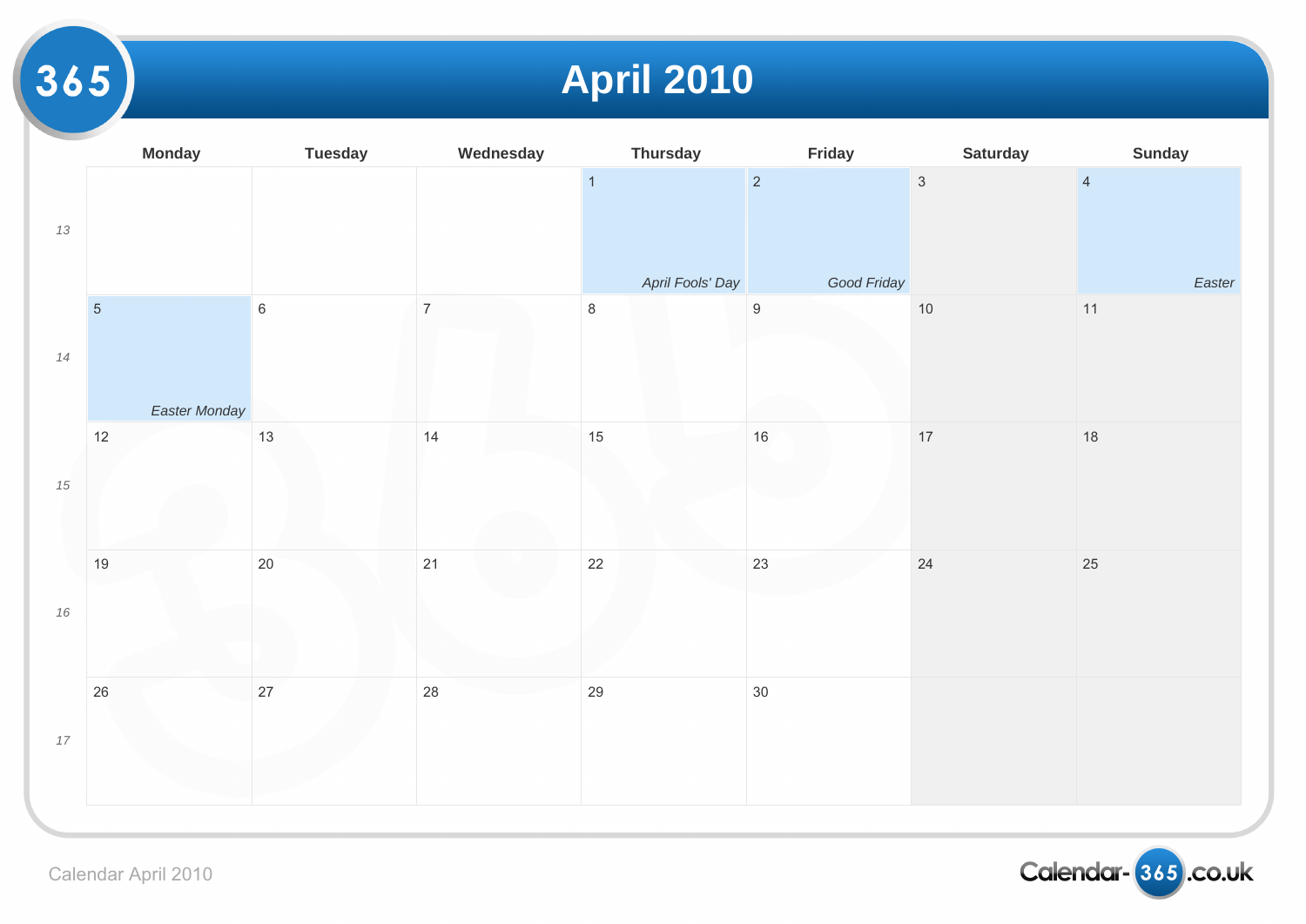# April 2010

| | Monday | Tuesday | Wednesday | Thursday | Friday | Saturday | Sunday |
|---|---|---|---|---|---|---|---|
| 13 | | | | 1 *April Fools' Day* | 2 *Good Friday* | 3 | 4 *Easter* |
| 14 | 5 *Easter Monday* | 6 | 7 | 8 | 9 | 10 | 11 |
| 15 | 12 | 13 | 14 | 15 | 16 | 17 | 18 |
| 16 | 19 | 20 | 21 | 22 | 23 | 24 | 25 |
| 17 | 26 | 27 | 28 | 29 | 30 | | |

Calendar April 2010

Calendar-365.co.uk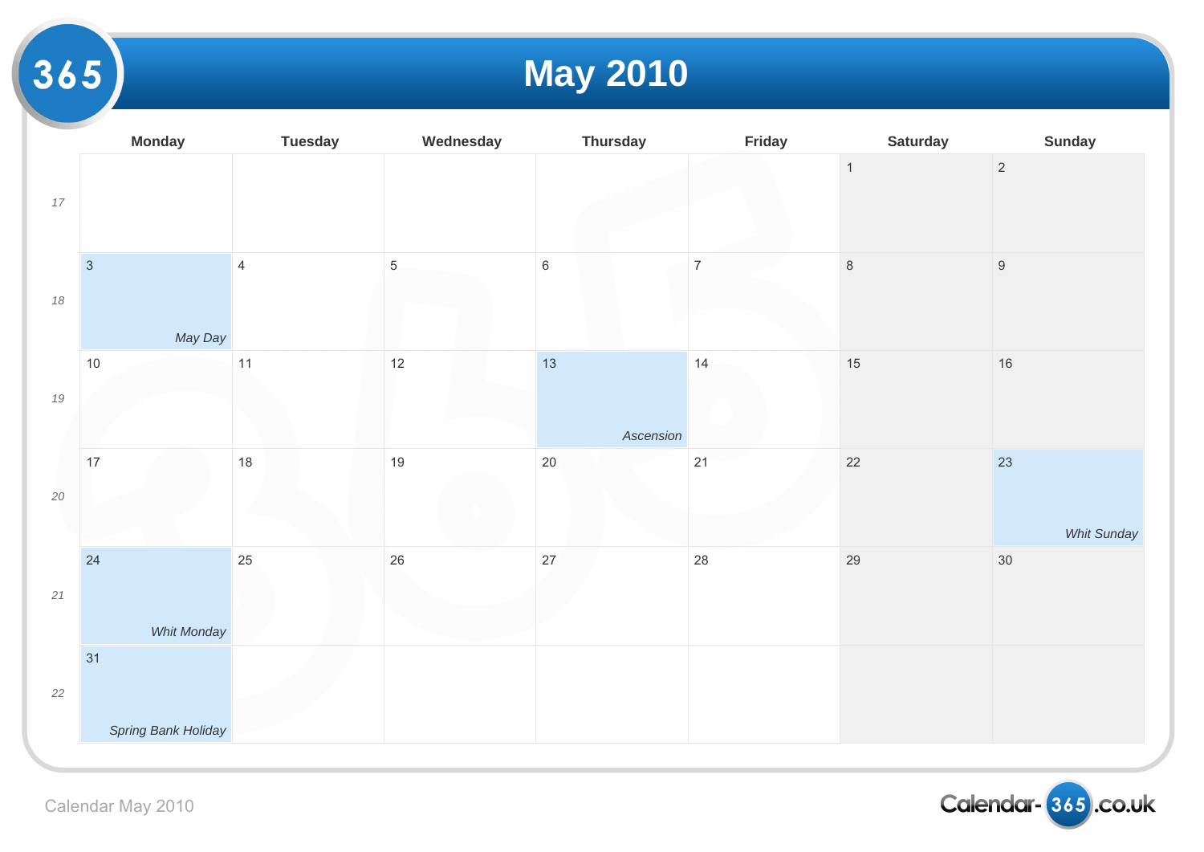# May 2010

| | Monday | Tuesday | Wednesday | Thursday | Friday | Saturday | Sunday |
|---|---|---|---|---|---|---|---|
| 17 | | | | | | 1 | 2 |
| 18 | 3 *May Day* | 4 | 5 | 6 | 7 | 8 | 9 |
| 19 | 10 | 11 | 12 | 13 *Ascension* | 14 | 15 | 16 |
| 20 | 17 | 18 | 19 | 20 | 21 | 22 | 23 *Whit Sunday* |
| 21 | 24 *Whit Monday* | 25 | 26 | 27 | 28 | 29 | 30 |
| 22 | 31 *Spring Bank Holiday* | | | | | | |

Calendar May 2010

Calendar-365.co.uk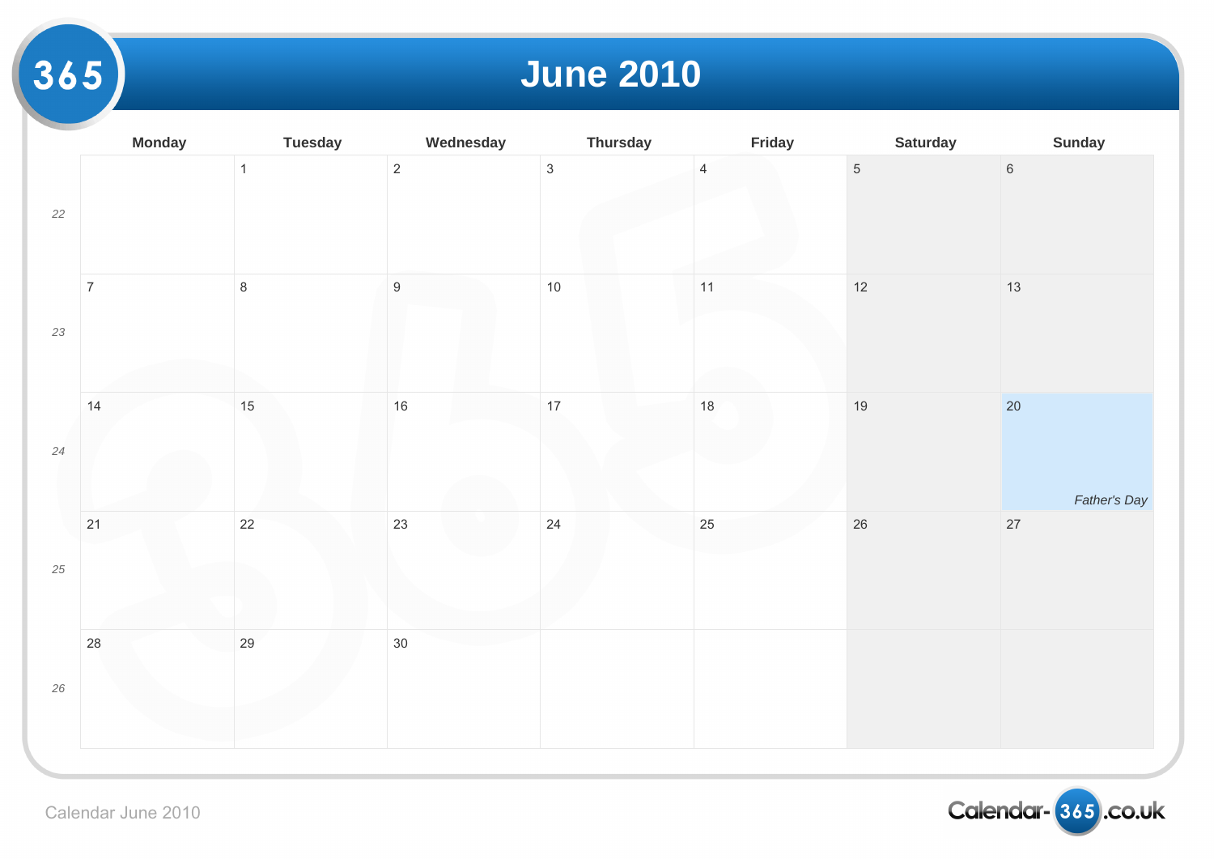# June 2010

| Week | Monday | Tuesday | Wednesday | Thursday | Friday | Saturday | Sunday |
|---|---|---|---|---|---|---|---|
| 22 | | 1 | 2 | 3 | 4 | 5 | 6 |
| 23 | 7 | 8 | 9 | 10 | 11 | 12 | 13 |
| 24 | 14 | 15 | 16 | 17 | 18 | 19 | 20 *Father's Day* |
| 25 | 21 | 22 | 23 | 24 | 25 | 26 | 27 |
| 26 | 28 | 29 | 30 | | | | |

Calendar June 2010

Calendar-365.co.uk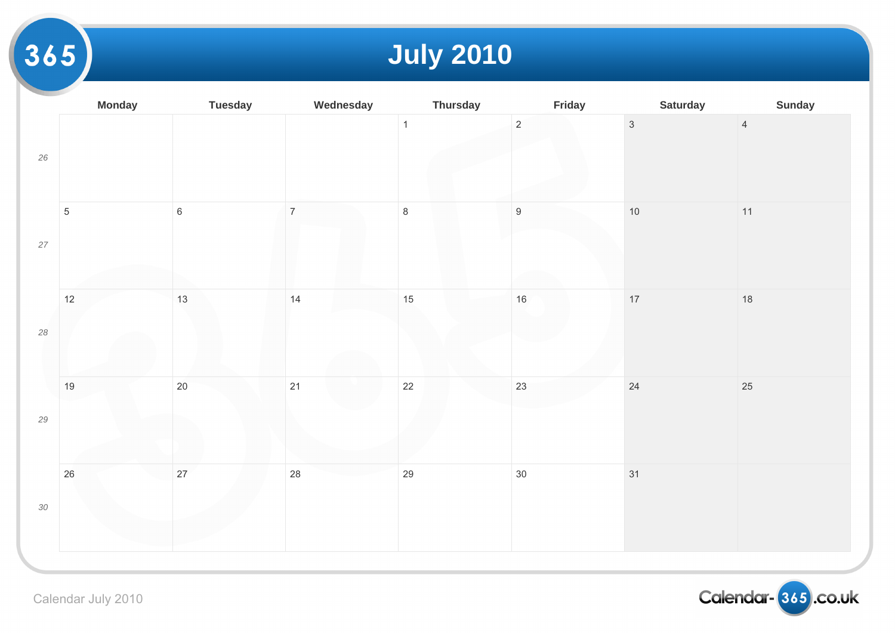# July 2010

| | Monday | Tuesday | Wednesday | Thursday | Friday | Saturday | Sunday |
|---|---|---|---|---|---|---|---|
| *26* | | | | 1 | 2 | 3 | 4 |
| *27* | 5 | 6 | 7 | 8 | 9 | 10 | 11 |
| *28* | 12 | 13 | 14 | 15 | 16 | 17 | 18 |
| *29* | 19 | 20 | 21 | 22 | 23 | 24 | 25 |
| *30* | 26 | 27 | 28 | 29 | 30 | 31 | |

Calendar July 2010

Calendar-365.co.uk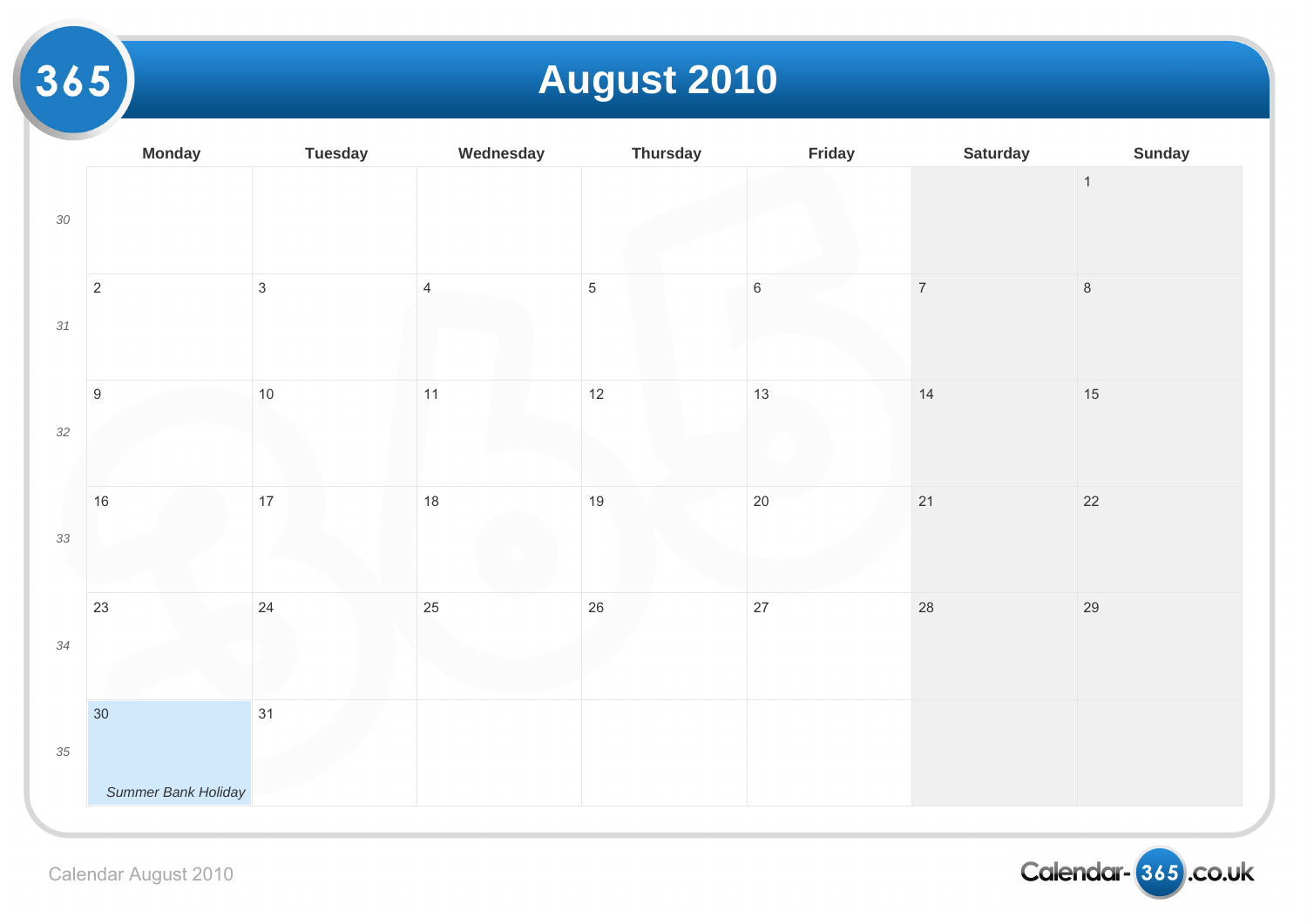# August 2010

| Week | Monday | Tuesday | Wednesday | Thursday | Friday | Saturday | Sunday |
|---|---|---|---|---|---|---|---|
| 30 | | | | | | | 1 |
| 31 | 2 | 3 | 4 | 5 | 6 | 7 | 8 |
| 32 | 9 | 10 | 11 | 12 | 13 | 14 | 15 |
| 33 | 16 | 17 | 18 | 19 | 20 | 21 | 22 |
| 34 | 23 | 24 | 25 | 26 | 27 | 28 | 29 |
| 35 | 30 *Summer Bank Holiday* | 31 | | | | | |

Calendar August 2010

Calendar-365.co.uk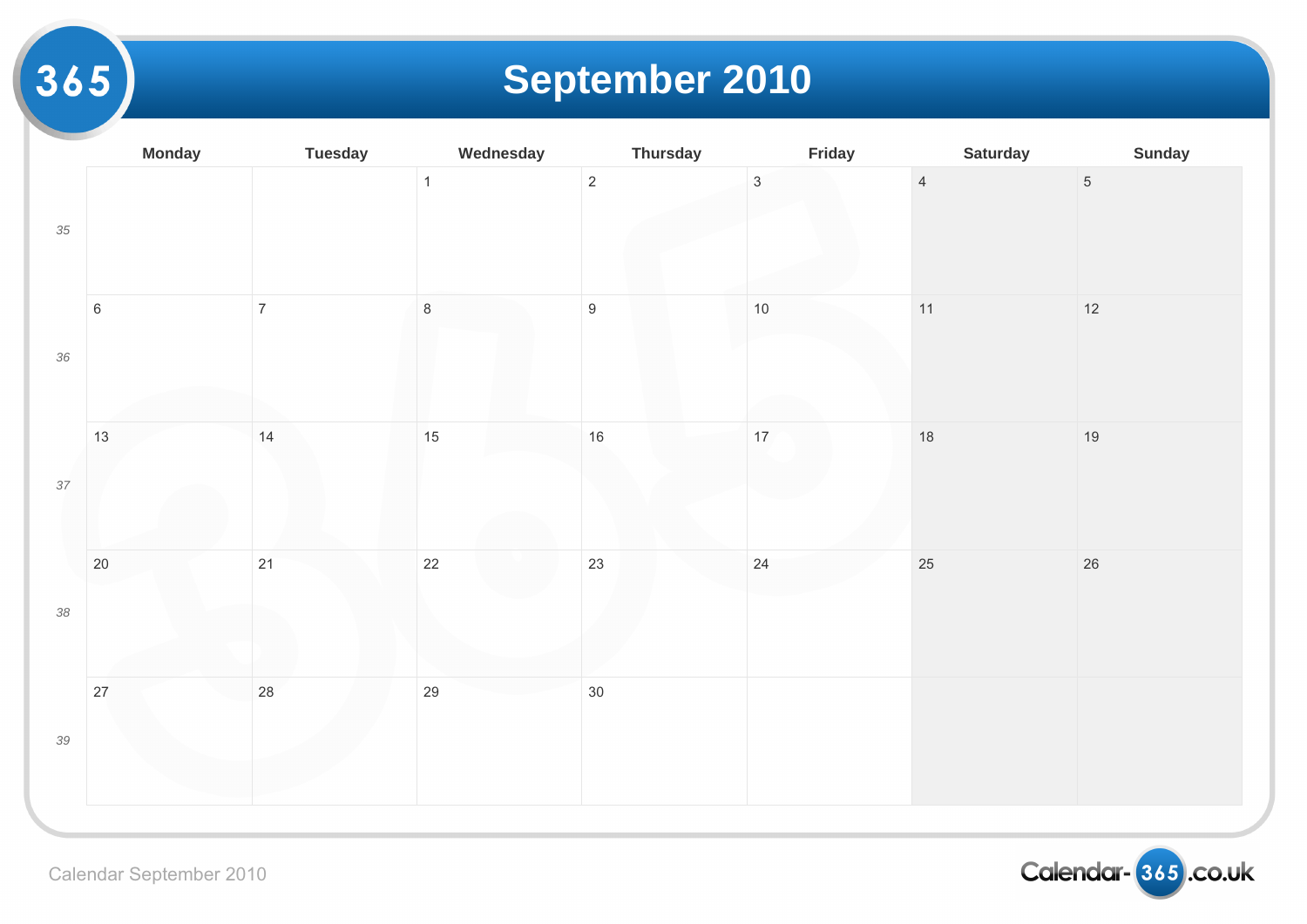# September 2010

| | Monday | Tuesday | Wednesday | Thursday | Friday | Saturday | Sunday |
|---|---|---|---|---|---|---|---|
| *35* | | | 1 | 2 | 3 | 4 | 5 |
| *36* | 6 | 7 | 8 | 9 | 10 | 11 | 12 |
| *37* | 13 | 14 | 15 | 16 | 17 | 18 | 19 |
| *38* | 20 | 21 | 22 | 23 | 24 | 25 | 26 |
| *39* | 27 | 28 | 29 | 30 | | | |

Calendar September 2010

Calendar-365.co.uk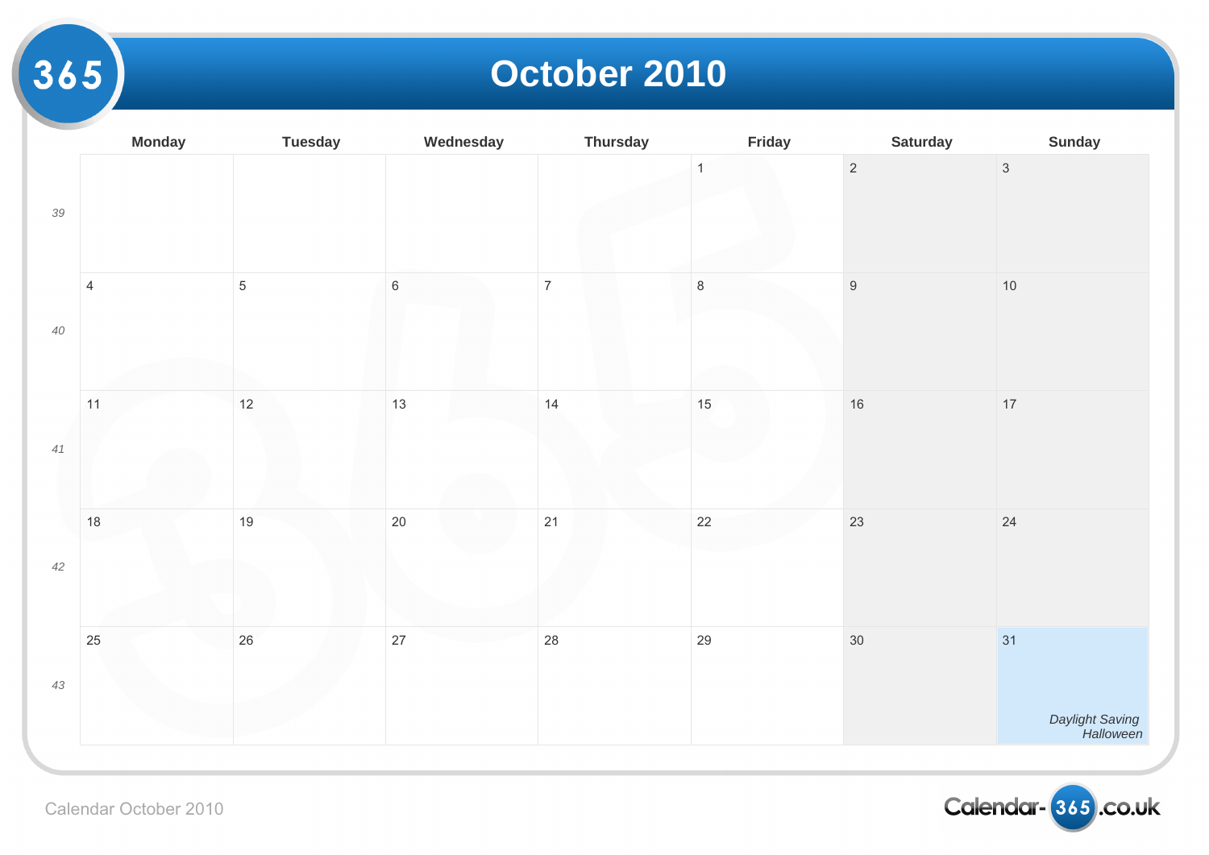# October 2010

| | Monday | Tuesday | Wednesday | Thursday | Friday | Saturday | Sunday |
|---|---|---|---|---|---|---|---|
| 39 | | | | | 1 | 2 | 3 |
| 40 | 4 | 5 | 6 | 7 | 8 | 9 | 10 |
| 41 | 11 | 12 | 13 | 14 | 15 | 16 | 17 |
| 42 | 18 | 19 | 20 | 21 | 22 | 23 | 24 |
| 43 | 25 | 26 | 27 | 28 | 29 | 30 | 31 *Daylight Saving* *Halloween* |

Calendar October 2010

Calendar-365.co.uk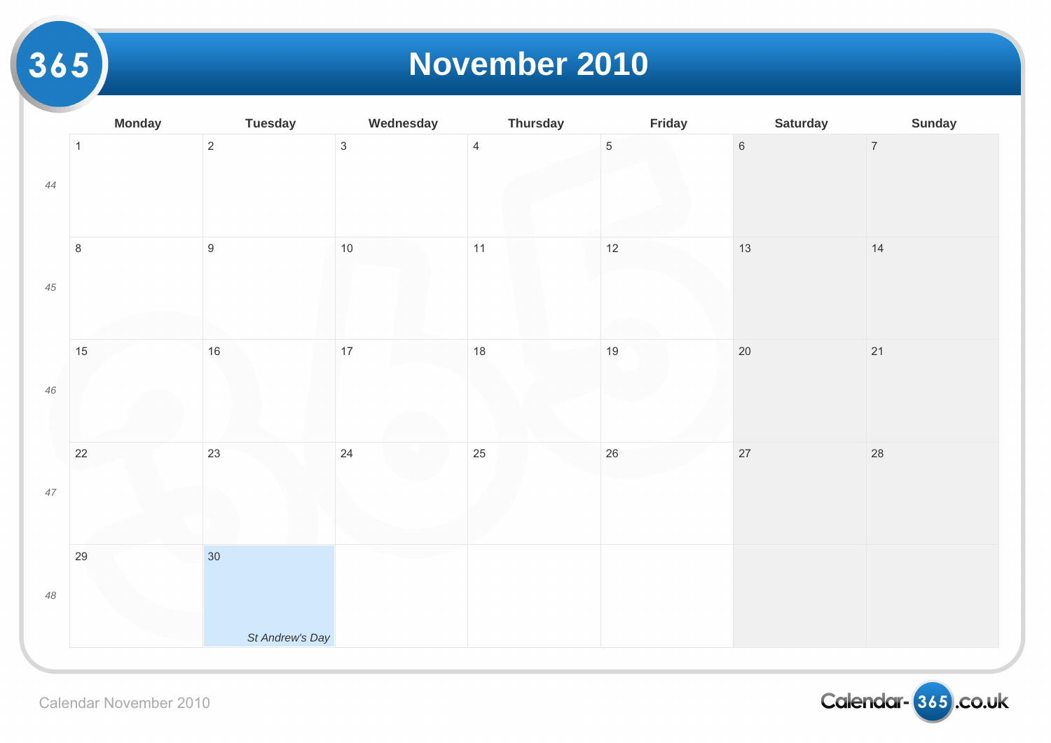# November 2010

| | Monday | Tuesday | Wednesday | Thursday | Friday | Saturday | Sunday |
|---|---|---|---|---|---|---|---|
| *44* | 1 | 2 | 3 | 4 | 5 | 6 | 7 |
| *45* | 8 | 9 | 10 | 11 | 12 | 13 | 14 |
| *46* | 15 | 16 | 17 | 18 | 19 | 20 | 21 |
| *47* | 22 | 23 | 24 | 25 | 26 | 27 | 28 |
| *48* | 29 | 30 *St Andrew's Day* | | | | | |

Calendar November 2010

Calendar-365.co.uk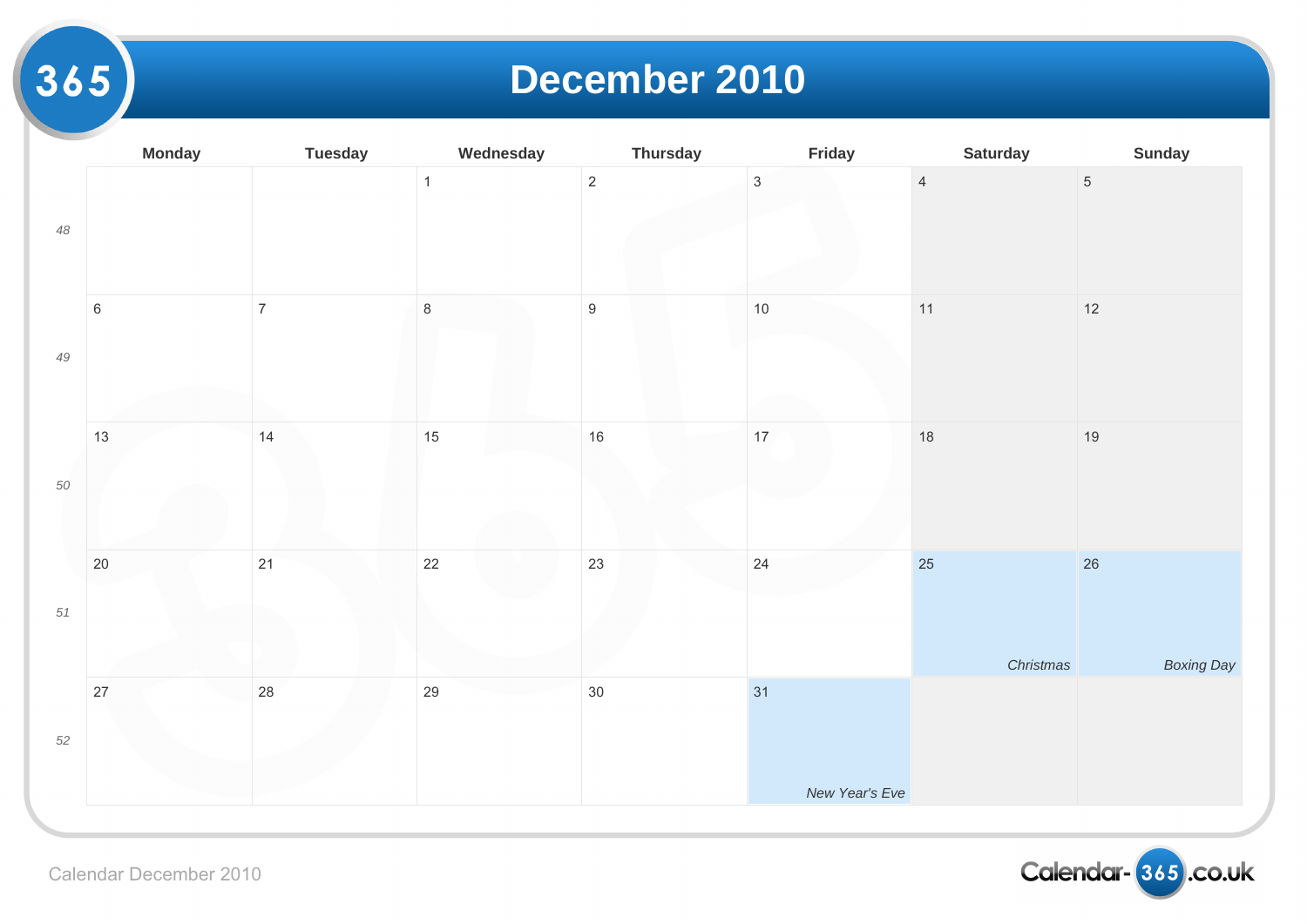# December 2010

| | Monday | Tuesday | Wednesday | Thursday | Friday | Saturday | Sunday |
|---|---|---|---|---|---|---|---|
| 48 | | | 1 | 2 | 3 | 4 | 5 |
| 49 | 6 | 7 | 8 | 9 | 10 | 11 | 12 |
| 50 | 13 | 14 | 15 | 16 | 17 | 18 | 19 |
| 51 | 20 | 21 | 22 | 23 | 24 | 25 *Christmas* | 26 *Boxing Day* |
| 52 | 27 | 28 | 29 | 30 | 31 *New Year's Eve* | | |

Calendar December 2010

Calendar-365.co.uk